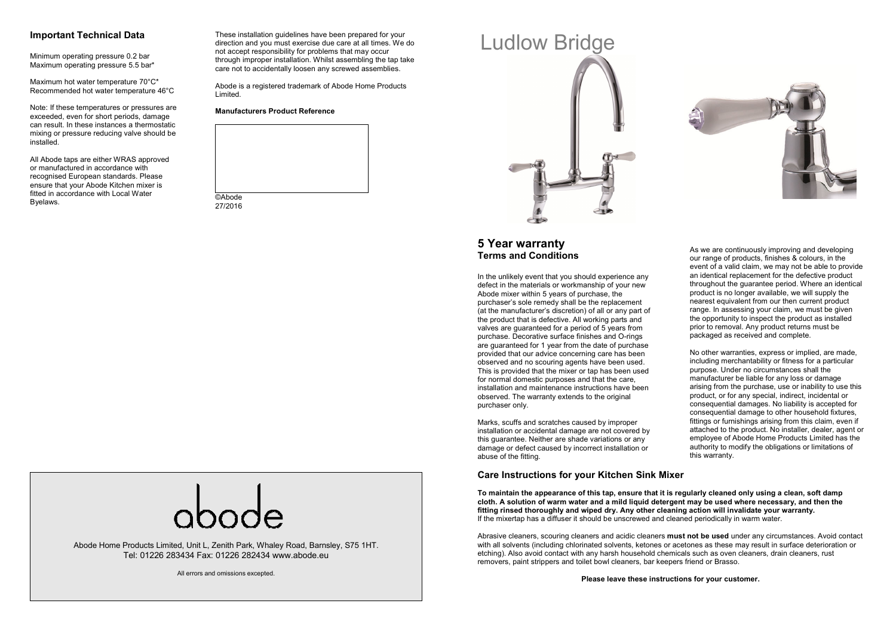## Important Technical Data

Minimum operating pressure 0.2 bar
Maximum operating pressure 5.5 bar*

Maximum hot water temperature 70°C*
Recommended hot water temperature 46°C

Note: If these temperatures or pressures are exceeded, even for short periods, damage can result. In these instances a thermostatic mixing or pressure reducing valve should be installed.

All Abode taps are either WRAS approved or manufactured in accordance with recognised European standards. Please ensure that your Abode Kitchen mixer is fitted in accordance with Local Water Byelaws.

These installation guidelines have been prepared for your direction and you must exercise due care at all times. We do not accept responsibility for problems that may occur through improper installation. Whilst assembling the tap take care not to accidentally loosen any screwed assemblies.

Abode is a registered trademark of Abode Home Products Limited.

**Manufacturers Product Reference**

©Abode
27/2016

abode

Abode Home Products Limited, Unit L, Zenith Park, Whaley Road, Barnsley, S75 1HT.
Tel: 01226 283434 Fax: 01226 282434 www.abode.eu

All errors and omissions excepted.

# Ludlow Bridge

## 5 Year warranty

### Terms and Conditions

In the unlikely event that you should experience any defect in the materials or workmanship of your new Abode mixer within 5 years of purchase, the purchaser's sole remedy shall be the replacement (at the manufacturer's discretion) of all or any part of the product that is defective. All working parts and valves are guaranteed for a period of 5 years from purchase. Decorative surface finishes and O-rings are guaranteed for 1 year from the date of purchase provided that our advice concerning care has been observed and no scouring agents have been used. This is provided that the mixer or tap has been used for normal domestic purposes and that the care, installation and maintenance instructions have been observed. The warranty extends to the original purchaser only.

Marks, scuffs and scratches caused by improper installation or accidental damage are not covered by this guarantee. Neither are shade variations or any damage or defect caused by incorrect installation or abuse of the fitting.

As we are continuously improving and developing our range of products, finishes & colours, in the event of a valid claim, we may not be able to provide an identical replacement for the defective product throughout the guarantee period. Where an identical product is no longer available, we will supply the nearest equivalent from our then current product range. In assessing your claim, we must be given the opportunity to inspect the product as installed prior to removal. Any product returns must be packaged as received and complete.

No other warranties, express or implied, are made, including merchantability or fitness for a particular purpose. Under no circumstances shall the manufacturer be liable for any loss or damage arising from the purchase, use or inability to use this product, or for any special, indirect, incidental or consequential damages. No liability is accepted for consequential damage to other household fixtures, fittings or furnishings arising from this claim, even if attached to the product. No installer, dealer, agent or employee of Abode Home Products Limited has the authority to modify the obligations or limitations of this warranty.

## Care Instructions for your Kitchen Sink Mixer

**To maintain the appearance of this tap, ensure that it is regularly cleaned only using a clean, soft damp cloth. A solution of warm water and a mild liquid detergent may be used where necessary, and then the fitting rinsed thoroughly and wiped dry. Any other cleaning action will invalidate your warranty.**
If the mixertap has a diffuser it should be unscrewed and cleaned periodically in warm water.

Abrasive cleaners, scouring cleaners and acidic cleaners **must not be used** under any circumstances. Avoid contact with all solvents (including chlorinated solvents, ketones or acetones as these may result in surface deterioration or etching). Also avoid contact with any harsh household chemicals such as oven cleaners, drain cleaners, rust removers, paint strippers and toilet bowl cleaners, bar keepers friend or Brasso.

**Please leave these instructions for your customer.**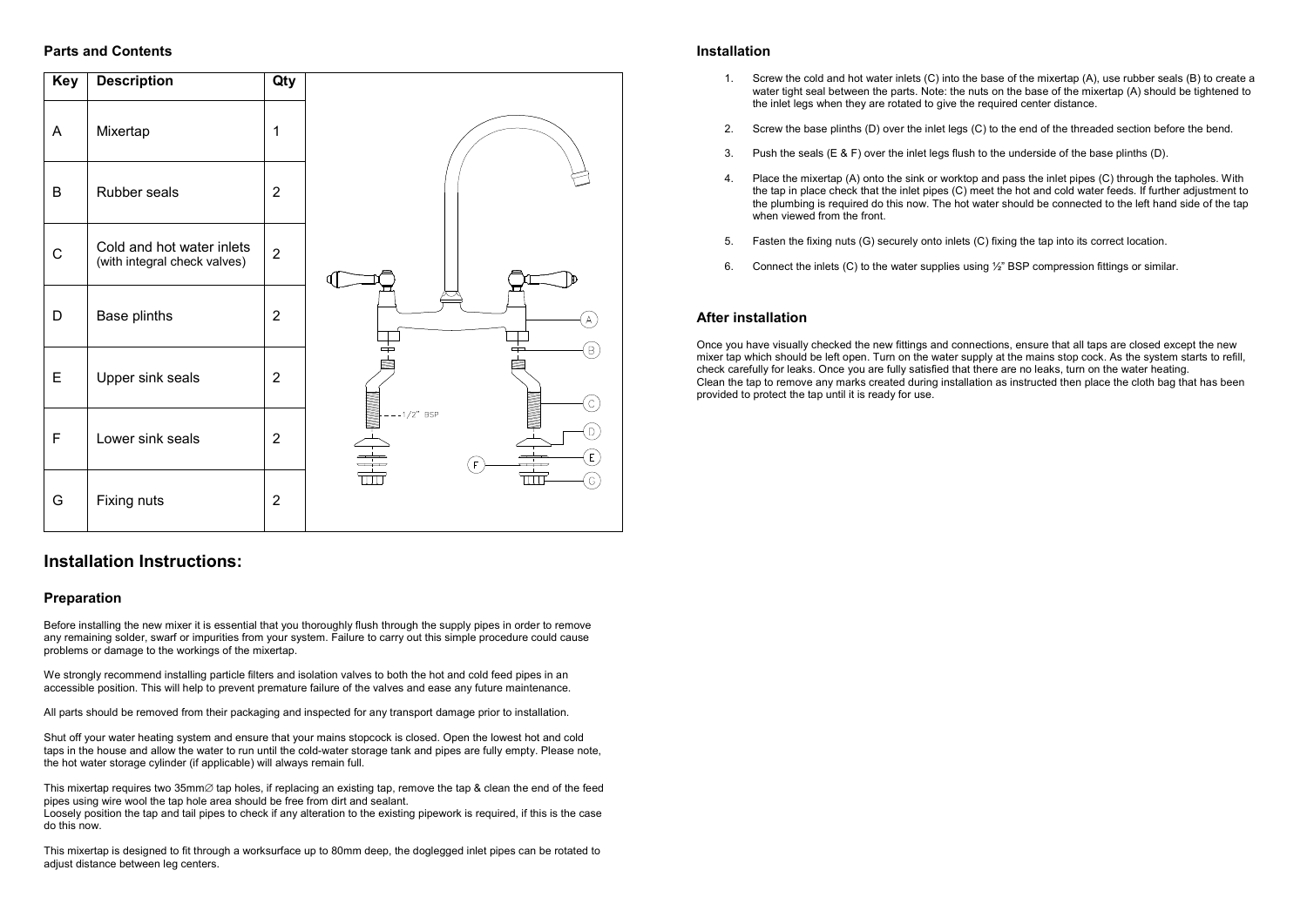## Parts and Contents

| Key | Description | Qty |
|---|---|---|
| A | Mixertap | 1 |
| B | Rubber seals | 2 |
| C | Cold and hot water inlets (with integral check valves) | 2 |
| D | Base plinths | 2 |
| E | Upper sink seals | 2 |
| F | Lower sink seals | 2 |
| G | Fixing nuts | 2 |

A
B
C
1/2" BSP
D
E
F
G

# Installation Instructions:

## Preparation

Before installing the new mixer it is essential that you thoroughly flush through the supply pipes in order to remove any remaining solder, swarf or impurities from your system. Failure to carry out this simple procedure could cause problems or damage to the workings of the mixertap.

We strongly recommend installing particle filters and isolation valves to both the hot and cold feed pipes in an accessible position. This will help to prevent premature failure of the valves and ease any future maintenance.

All parts should be removed from their packaging and inspected for any transport damage prior to installation.

Shut off your water heating system and ensure that your mains stopcock is closed. Open the lowest hot and cold taps in the house and allow the water to run until the cold-water storage tank and pipes are fully empty. Please note, the hot water storage cylinder (if applicable) will always remain full.

This mixertap requires two 35mm∅ tap holes, if replacing an existing tap, remove the tap & clean the end of the feed pipes using wire wool the tap hole area should be free from dirt and sealant.
Loosely position the tap and tail pipes to check if any alteration to the existing pipework is required, if this is the case do this now.

This mixertap is designed to fit through a worksurface up to 80mm deep, the doglegged inlet pipes can be rotated to adjust distance between leg centers.

## Installation

1. Screw the cold and hot water inlets (C) into the base of the mixertap (A), use rubber seals (B) to create a water tight seal between the parts. Note: the nuts on the base of the mixertap (A) should be tightened to the inlet legs when they are rotated to give the required center distance.
2. Screw the base plinths (D) over the inlet legs (C) to the end of the threaded section before the bend.
3. Push the seals (E & F) over the inlet legs flush to the underside of the base plinths (D).
4. Place the mixertap (A) onto the sink or worktop and pass the inlet pipes (C) through the tapholes. With the tap in place check that the inlet pipes (C) meet the hot and cold water feeds. If further adjustment to the plumbing is required do this now. The hot water should be connected to the left hand side of the tap when viewed from the front.
5. Fasten the fixing nuts (G) securely onto inlets (C) fixing the tap into its correct location.
6. Connect the inlets (C) to the water supplies using ½" BSP compression fittings or similar.

## After installation

Once you have visually checked the new fittings and connections, ensure that all taps are closed except the new mixer tap which should be left open. Turn on the water supply at the mains stop cock. As the system starts to refill, check carefully for leaks. Once you are fully satisfied that there are no leaks, turn on the water heating.
Clean the tap to remove any marks created during installation as instructed then place the cloth bag that has been provided to protect the tap until it is ready for use.